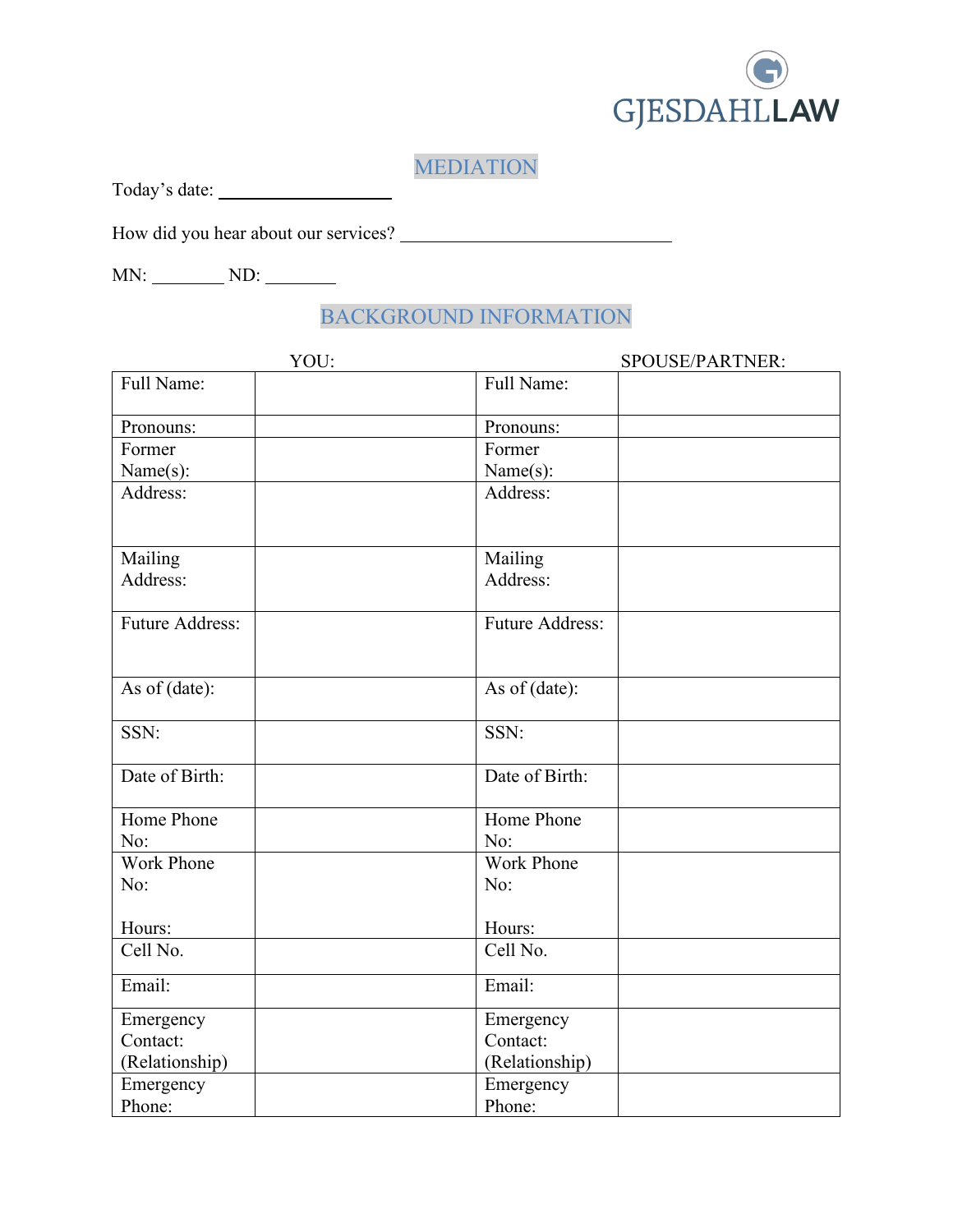GJESDAHLLAW

## MEDIATION

Today's date: ____________________

How did you hear about our services? ______________________________

MN: ________ ND: ________

## BACKGROUND INFORMATION

| YOU: | | SPOUSE/PARTNER: | |
|---|---|---|---|
| Full Name: | | Full Name: | |
| Pronouns: | | Pronouns: | |
| Former Name(s): | | Former Name(s): | |
| Address: | | Address: | |
| Mailing Address: | | Mailing Address: | |
| Future Address: | | Future Address: | |
| As of (date): | | As of (date): | |
| SSN: | | SSN: | |
| Date of Birth: | | Date of Birth: | |
| Home Phone No: | | Home Phone No: | |
| Work Phone No:<br><br>Hours: | | Work Phone No:<br><br>Hours: | |
| Cell No. | | Cell No. | |
| Email: | | Email: | |
| Emergency Contact: (Relationship) | | Emergency Contact: (Relationship) | |
| Emergency Phone: | | Emergency Phone: | |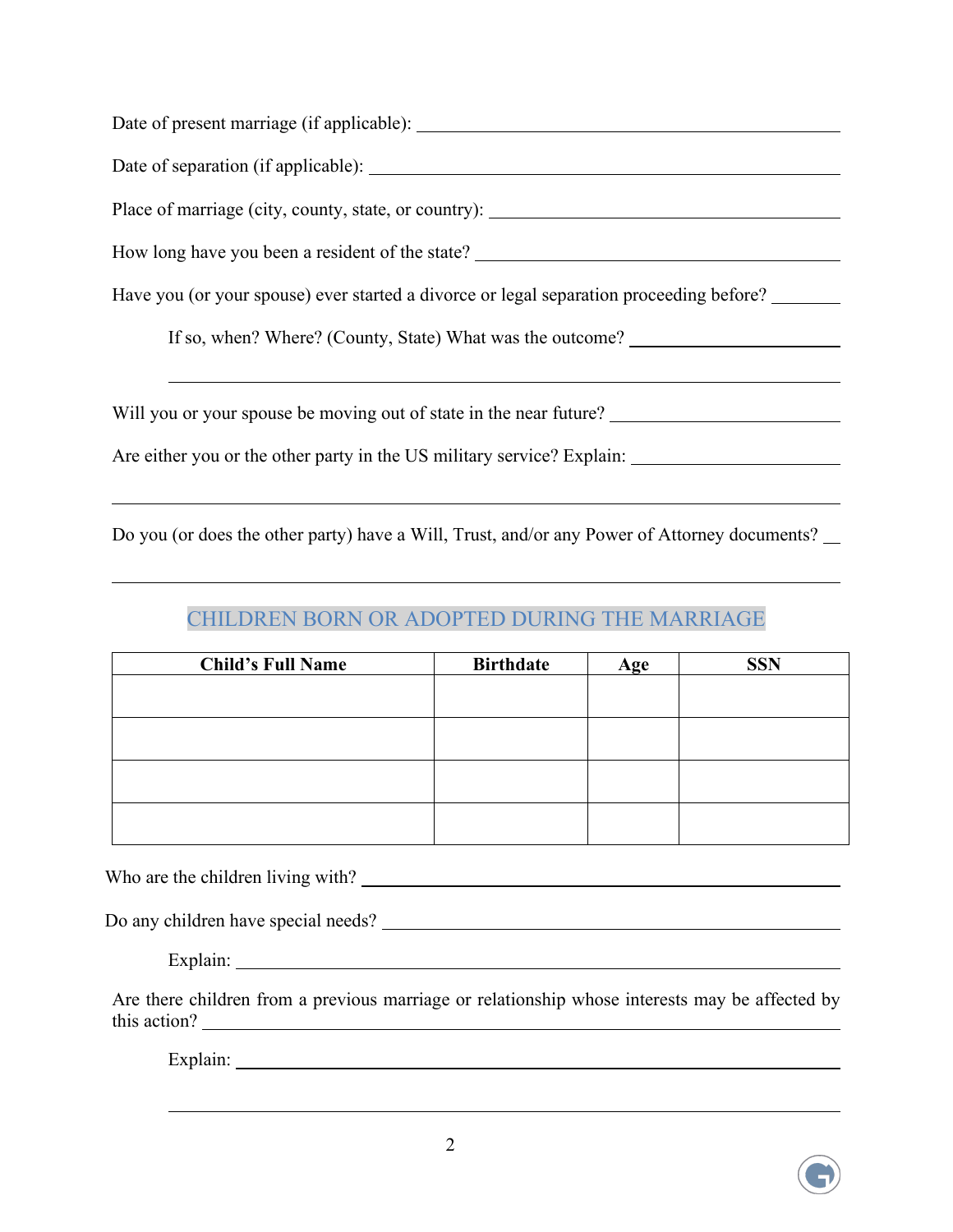Date of present marriage (if applicable): ____________________________________________

Date of separation (if applicable): ____________________________________________

Place of marriage (city, county, state, or country): ________________________________

How long have you been a resident of the state? __________________________________

Have you (or your spouse) ever started a divorce or legal separation proceeding before? _______

If so, when? Where? (County, State) What was the outcome? ______________________

_______________________________________________________________________

Will you or your spouse be moving out of state in the near future? ____________________

Are either you or the other party in the US military service? Explain: __________________

_______________________________________________________________________

Do you (or does the other party) have a Will, Trust, and/or any Power of Attorney documents? __

_______________________________________________________________________

## CHILDREN BORN OR ADOPTED DURING THE MARRIAGE

| Child's Full Name | Birthdate | Age | SSN |
|---|---|---|---|
| | | | |
| | | | |
| | | | |
| | | | |

Who are the children living with? ____________________________________________

Do any children have special needs? __________________________________________

Explain: ____________________________________________________________

Are there children from a previous marriage or relationship whose interests may be affected by this action? ____________________________________________________________

Explain: ____________________________________________________________

_______________________________________________________________________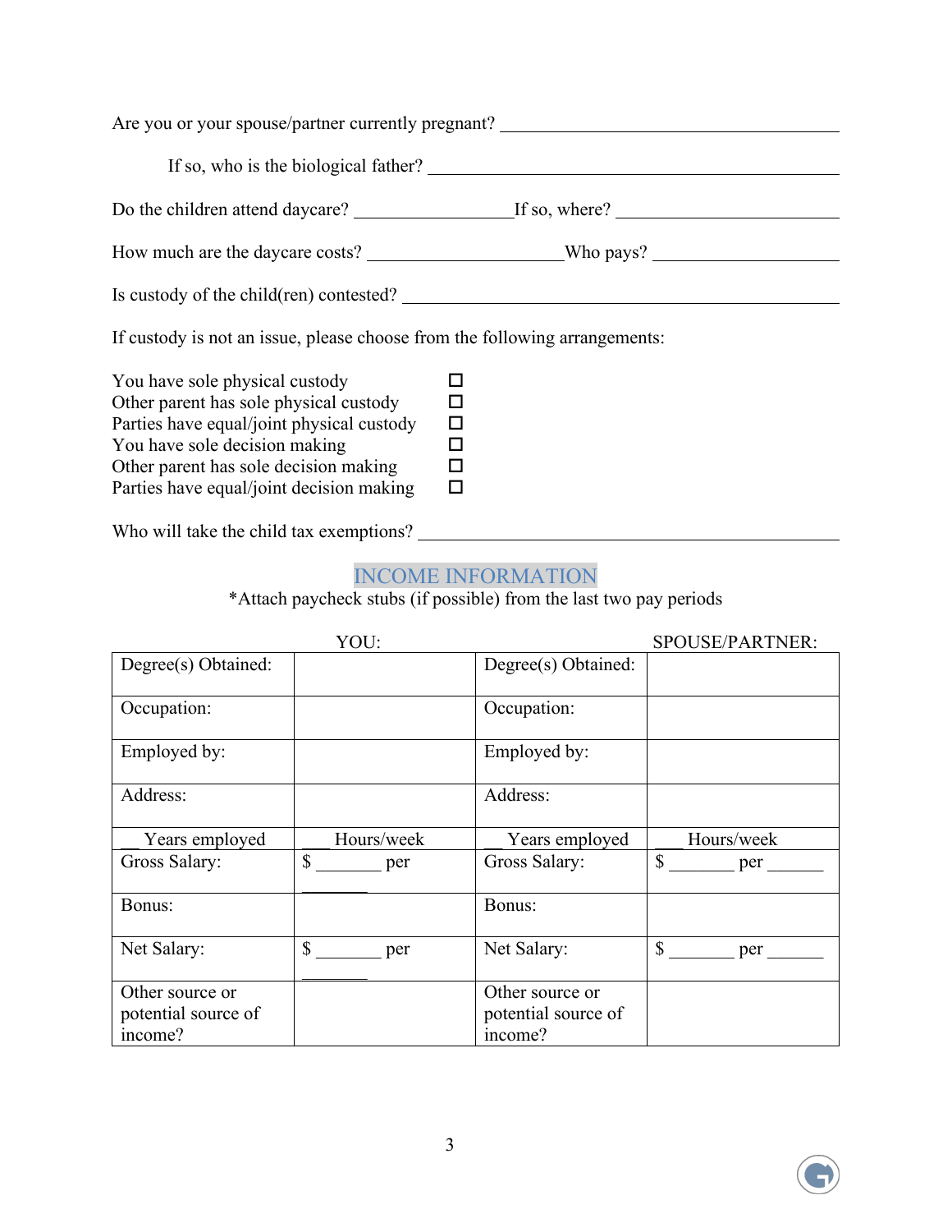Are you or your spouse/partner currently pregnant? ______________________________

If so, who is the biological father? ______________________________

Do the children attend daycare? ______________ If so, where? ______________________

How much are the daycare costs? ________________ Who pays? ____________________

Is custody of the child(ren) contested? ______________________________

If custody is not an issue, please choose from the following arrangements:

| | |
|---|---|
| You have sole physical custody | ☐ |
| Other parent has sole physical custody | ☐ |
| Parties have equal/joint physical custody | ☐ |
| You have sole decision making | ☐ |
| Other parent has sole decision making | ☐ |
| Parties have equal/joint decision making | ☐ |

Who will take the child tax exemptions? ______________________________

## INCOME INFORMATION

*Attach paycheck stubs (if possible) from the last two pay periods

| YOU: | | SPOUSE/PARTNER: | |
|---|---|---|---|
| Degree(s) Obtained: | | Degree(s) Obtained: | |
| Occupation: | | Occupation: | |
| Employed by: | | Employed by: | |
| Address: | | Address: | |
| __ Years employed | ___ Hours/week | __ Years employed | ___ Hours/week |
| Gross Salary: | $ _______ per _______ | Gross Salary: | $ _______ per ______ |
| Bonus: | | Bonus: | |
| Net Salary: | $ _______ per _______ | Net Salary: | $ _______ per ______ |
| Other source or potential source of income? | | Other source or potential source of income? | |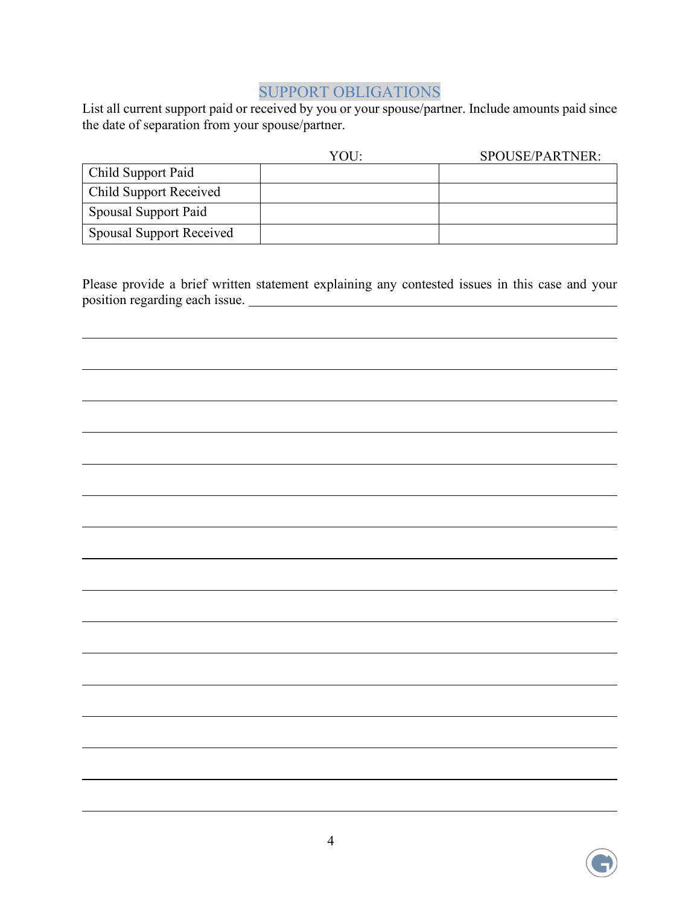## SUPPORT OBLIGATIONS

List all current support paid or received by you or your spouse/partner. Include amounts paid since the date of separation from your spouse/partner.

| | YOU: | SPOUSE/PARTNER: |
|---|---|---|
| Child Support Paid | | |
| Child Support Received | | |
| Spousal Support Paid | | |
| Spousal Support Received | | |

Please provide a brief written statement explaining any contested issues in this case and your position regarding each issue. ____________________________________________________________

____________________________________________________________

____________________________________________________________

____________________________________________________________

____________________________________________________________

____________________________________________________________

____________________________________________________________

____________________________________________________________

____________________________________________________________

____________________________________________________________

____________________________________________________________

____________________________________________________________

____________________________________________________________

____________________________________________________________

____________________________________________________________

____________________________________________________________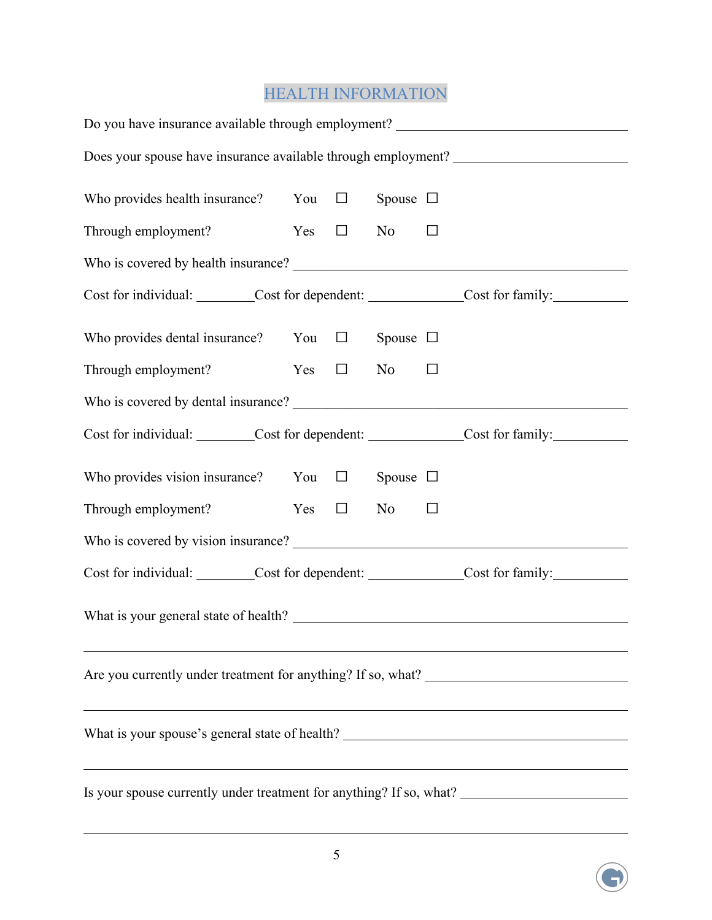# HEALTH INFORMATION

Do you have insurance available through employment? ____________________________________

Does your spouse have insurance available through employment? __________________________

Who provides health insurance? You ☐ Spouse ☐

Through employment? Yes ☐ No ☐

Who is covered by health insurance? ______________________________________________

Cost for individual: ________Cost for dependent: ______________Cost for family:___________

Who provides dental insurance? You ☐ Spouse ☐

Through employment? Yes ☐ No ☐

Who is covered by dental insurance? ______________________________________________

Cost for individual: ________Cost for dependent: ______________Cost for family:___________

Who provides vision insurance? You ☐ Spouse ☐

Through employment? Yes ☐ No ☐

Who is covered by vision insurance? ______________________________________________

Cost for individual: ________Cost for dependent: ______________Cost for family:___________

What is your general state of health? ______________________________________________

______________________________________________________________________________

Are you currently under treatment for anything? If so, what? ______________________________

______________________________________________________________________________

What is your spouse's general state of health? _________________________________________

______________________________________________________________________________

Is your spouse currently under treatment for anything? If so, what? _________________________

______________________________________________________________________________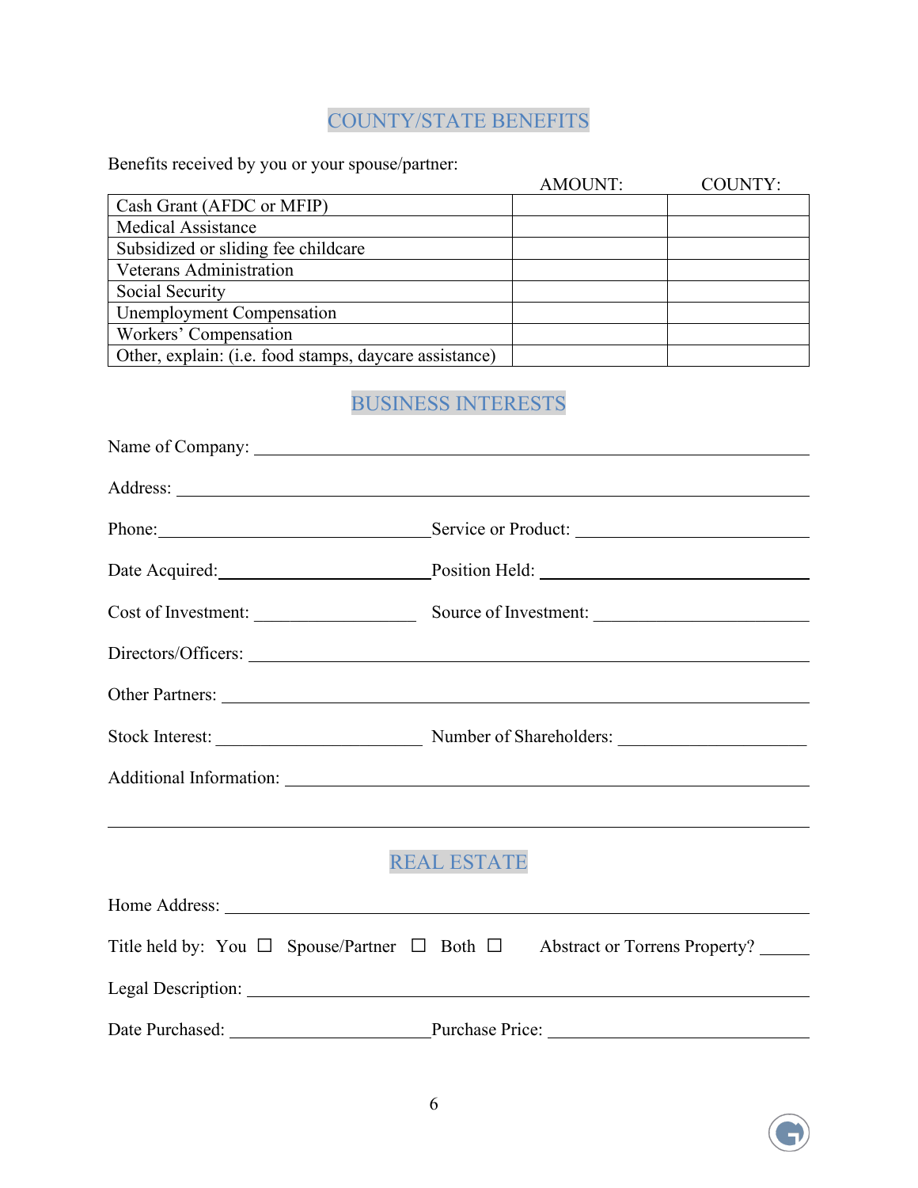## COUNTY/STATE BENEFITS

Benefits received by you or your spouse/partner:

| | AMOUNT: | COUNTY: |
|---|---|---|
| Cash Grant (AFDC or MFIP) | | |
| Medical Assistance | | |
| Subsidized or sliding fee childcare | | |
| Veterans Administration | | |
| Social Security | | |
| Unemployment Compensation | | |
| Workers' Compensation | | |
| Other, explain: (i.e. food stamps, daycare assistance) | | |

## BUSINESS INTERESTS

Name of Company: ______________________________________________

Address: ______________________________________________

Phone: ____________________ Service or Product: ____________________

Date Acquired: ____________________ Position Held: ____________________

Cost of Investment: ______________ Source of Investment: ____________________

Directors/Officers: ______________________________________________

Other Partners: ______________________________________________

Stock Interest: ____________________ Number of Shareholders: ____________________

Additional Information: ______________________________________________

______________________________________________

## REAL ESTATE

Home Address: ______________________________________________

Title held by: You ☐ Spouse/Partner ☐ Both ☐ Abstract or Torrens Property? ______

Legal Description: ______________________________________________

Date Purchased: ____________________ Purchase Price: ____________________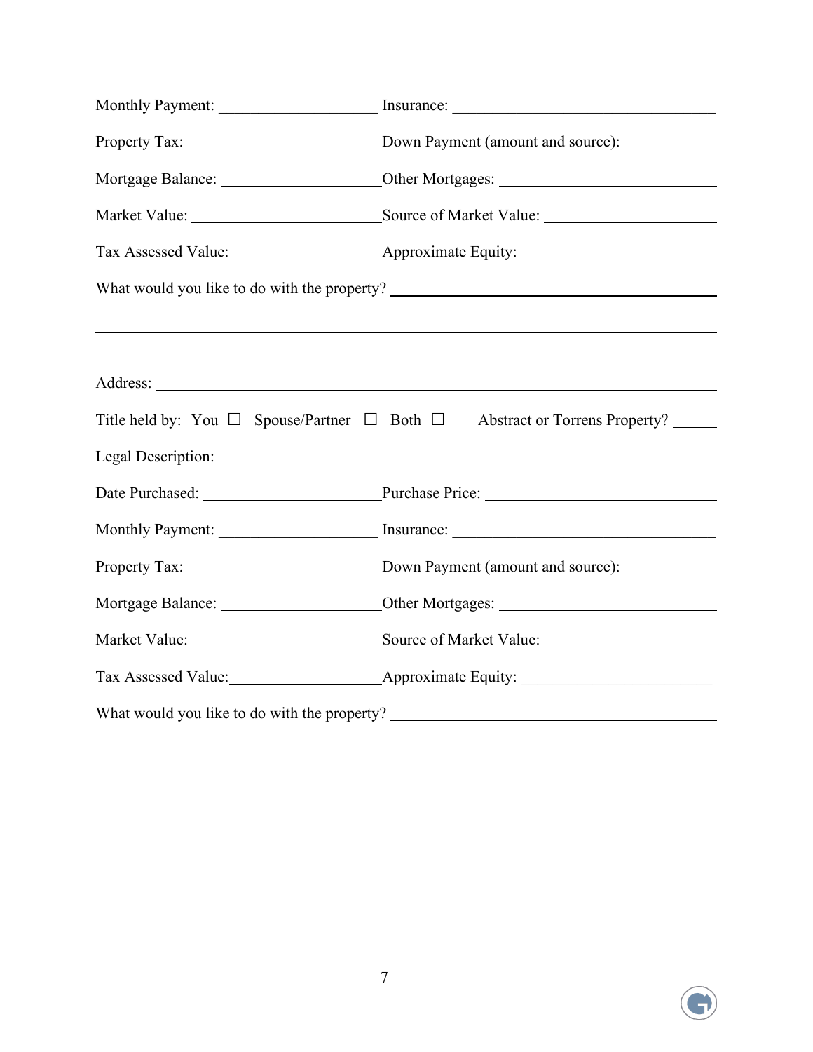Monthly Payment: ____________________ Insurance: ________________________________

Property Tax: ________________________ Down Payment (amount and source): ___________

Mortgage Balance: ____________________ Other Mortgages: __________________________

Market Value: ________________________ Source of Market Value: _____________________

Tax Assessed Value: ___________________ Approximate Equity: ________________________

What would you like to do with the property? ___________________________________________

______________________________________________________________________________

Address: _______________________________________________________________________

Title held by: You ☐ Spouse/Partner ☐ Both ☐ Abstract or Torrens Property? _____

Legal Description: _______________________________________________________________

Date Purchased: ______________________ Purchase Price: ____________________________

Monthly Payment: ____________________ Insurance: ________________________________

Property Tax: ________________________ Down Payment (amount and source): ___________

Mortgage Balance: ____________________ Other Mortgages: __________________________

Market Value: ________________________ Source of Market Value: _____________________

Tax Assessed Value: ___________________ Approximate Equity: ________________________

What would you like to do with the property? ___________________________________________

______________________________________________________________________________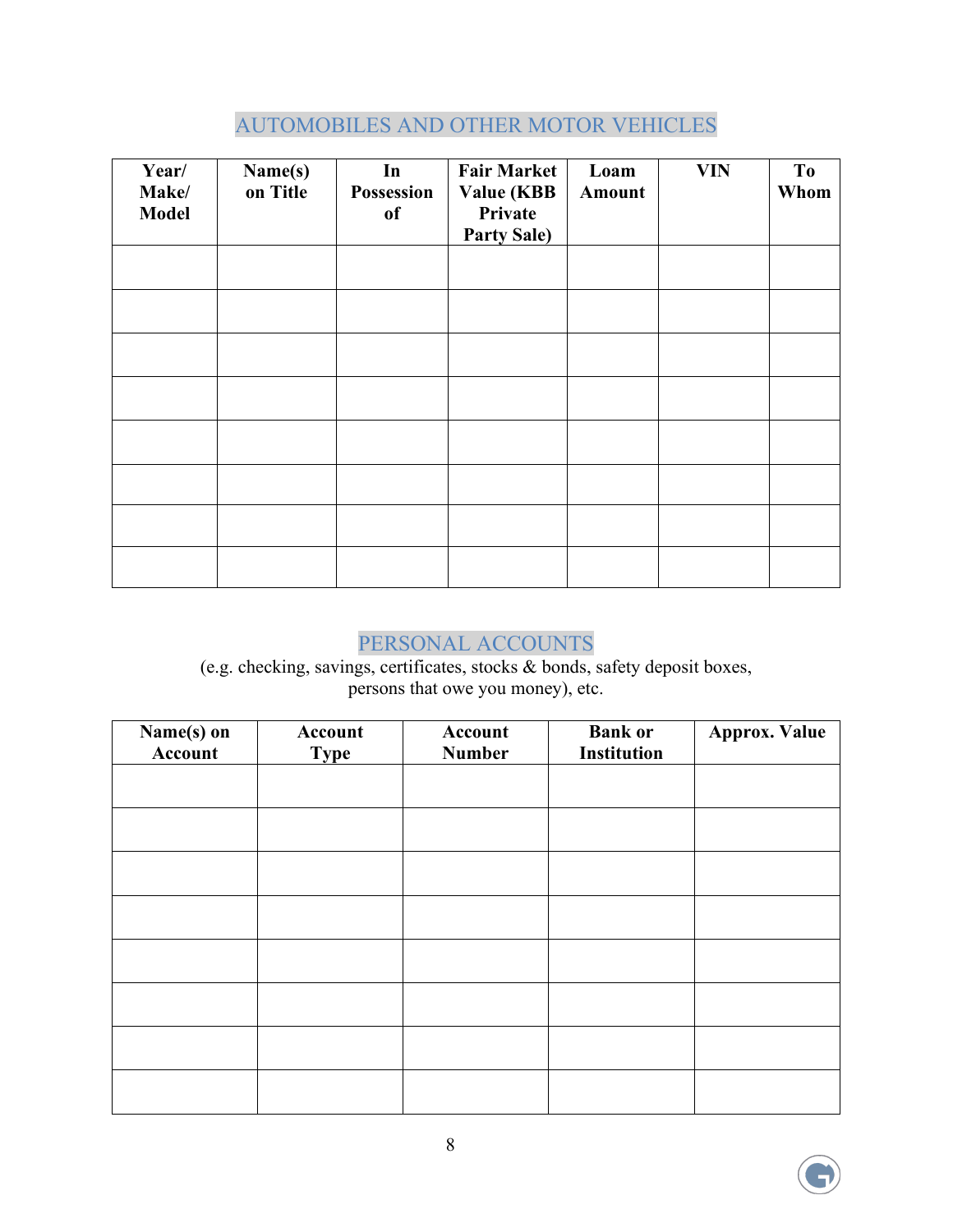## AUTOMOBILES AND OTHER MOTOR VEHICLES

| Year/ Make/ Model | Name(s) on Title | In Possession of | Fair Market Value (KBB Private Party Sale) | Loam Amount | VIN | To Whom |
|---|---|---|---|---|---|---|
| | | | | | | |
| | | | | | | |
| | | | | | | |
| | | | | | | |
| | | | | | | |
| | | | | | | |
| | | | | | | |
| | | | | | | |

## PERSONAL ACCOUNTS

(e.g. checking, savings, certificates, stocks & bonds, safety deposit boxes, persons that owe you money), etc.

| Name(s) on Account | Account Type | Account Number | Bank or Institution | Approx. Value |
|---|---|---|---|---|
| | | | | |
| | | | | |
| | | | | |
| | | | | |
| | | | | |
| | | | | |
| | | | | |
| | | | | |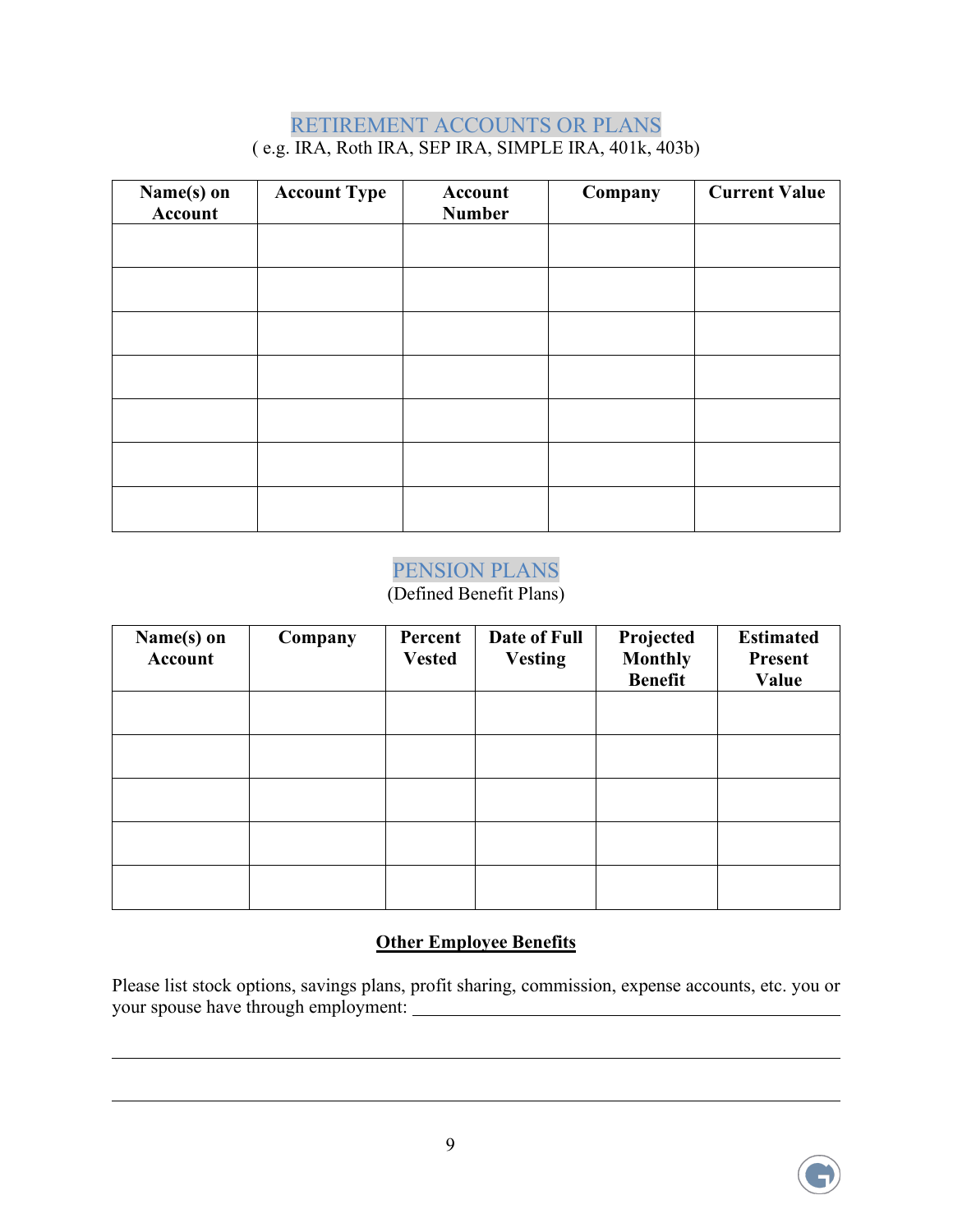## RETIREMENT ACCOUNTS OR PLANS

( e.g. IRA, Roth IRA, SEP IRA, SIMPLE IRA, 401k, 403b)

| Name(s) on Account | Account Type | Account Number | Company | Current Value |
| --- | --- | --- | --- | --- |
| | | | | |
| | | | | |
| | | | | |
| | | | | |
| | | | | |
| | | | | |
| | | | | |

## PENSION PLANS

(Defined Benefit Plans)

| Name(s) on Account | Company | Percent Vested | Date of Full Vesting | Projected Monthly Benefit | Estimated Present Value |
| --- | --- | --- | --- | --- | --- |
| | | | | | |
| | | | | | |
| | | | | | |
| | | | | | |
| | | | | | |

**Other Employee Benefits**

Please list stock options, savings plans, profit sharing, commission, expense accounts, etc. you or your spouse have through employment: ______________________________________________

________________________________________________________________________________

________________________________________________________________________________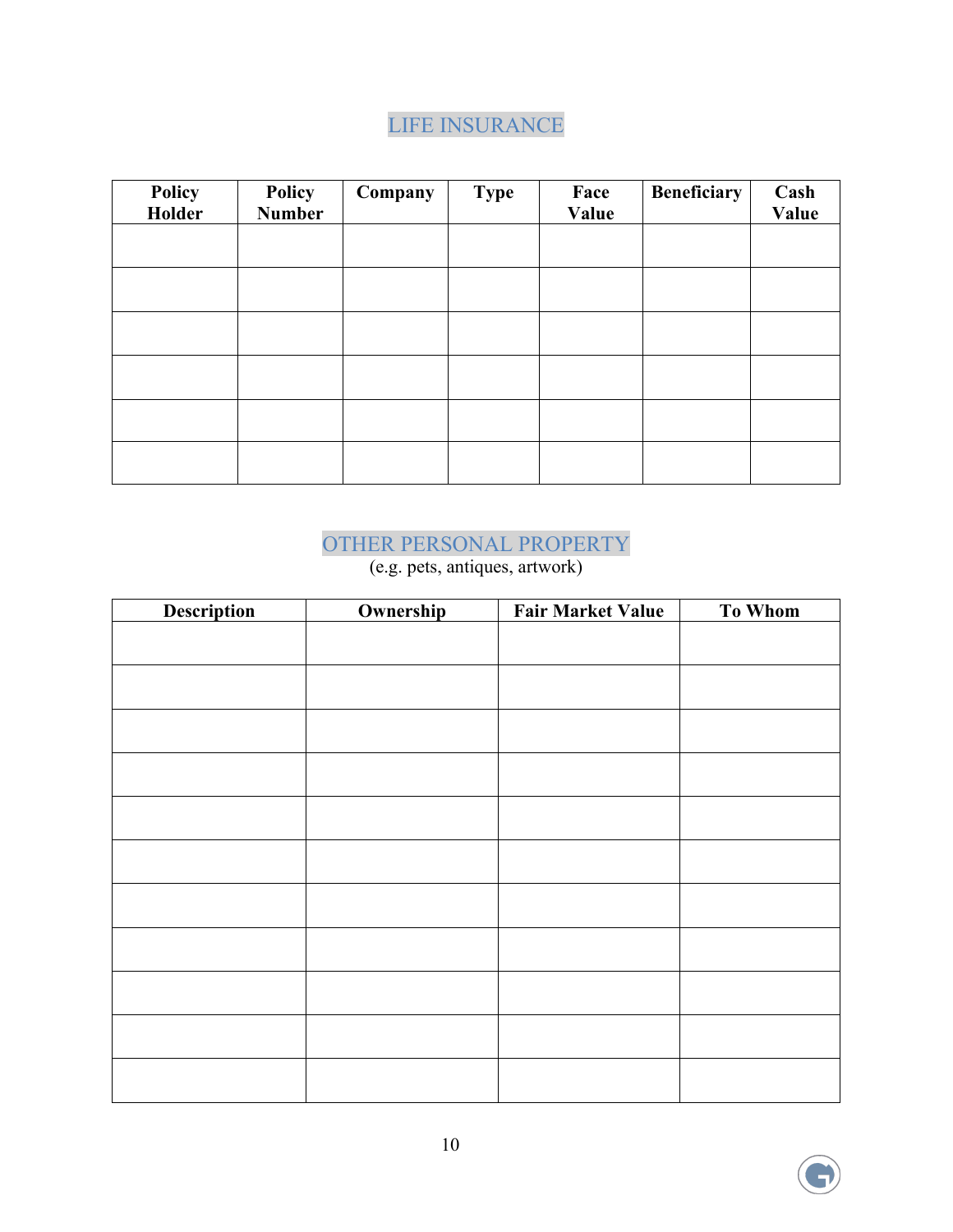## LIFE INSURANCE

| Policy Holder | Policy Number | Company | Type | Face Value | Beneficiary | Cash Value |
|---|---|---|---|---|---|---|
| | | | | | | |
| | | | | | | |
| | | | | | | |
| | | | | | | |
| | | | | | | |
| | | | | | | |

## OTHER PERSONAL PROPERTY

(e.g. pets, antiques, artwork)

| Description | Ownership | Fair Market Value | To Whom |
|---|---|---|---|
| | | | |
| | | | |
| | | | |
| | | | |
| | | | |
| | | | |
| | | | |
| | | | |
| | | | |
| | | | |
| | | | |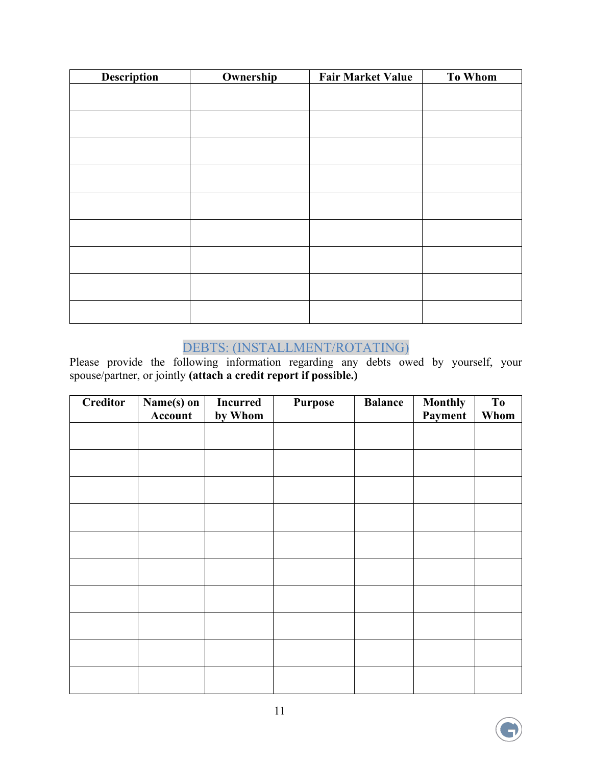| Description | Ownership | Fair Market Value | To Whom |
|---|---|---|---|
| | | | |
| | | | |
| | | | |
| | | | |
| | | | |
| | | | |
| | | | |
| | | | |
| | | | |

## DEBTS: (INSTALLMENT/ROTATING)

Please provide the following information regarding any debts owed by yourself, your spouse/partner, or jointly **(attach a credit report if possible.)**

| Creditor | Name(s) on Account | Incurred by Whom | Purpose | Balance | Monthly Payment | To Whom |
|---|---|---|---|---|---|---|
| | | | | | | |
| | | | | | | |
| | | | | | | |
| | | | | | | |
| | | | | | | |
| | | | | | | |
| | | | | | | |
| | | | | | | |
| | | | | | | |
| | | | | | | |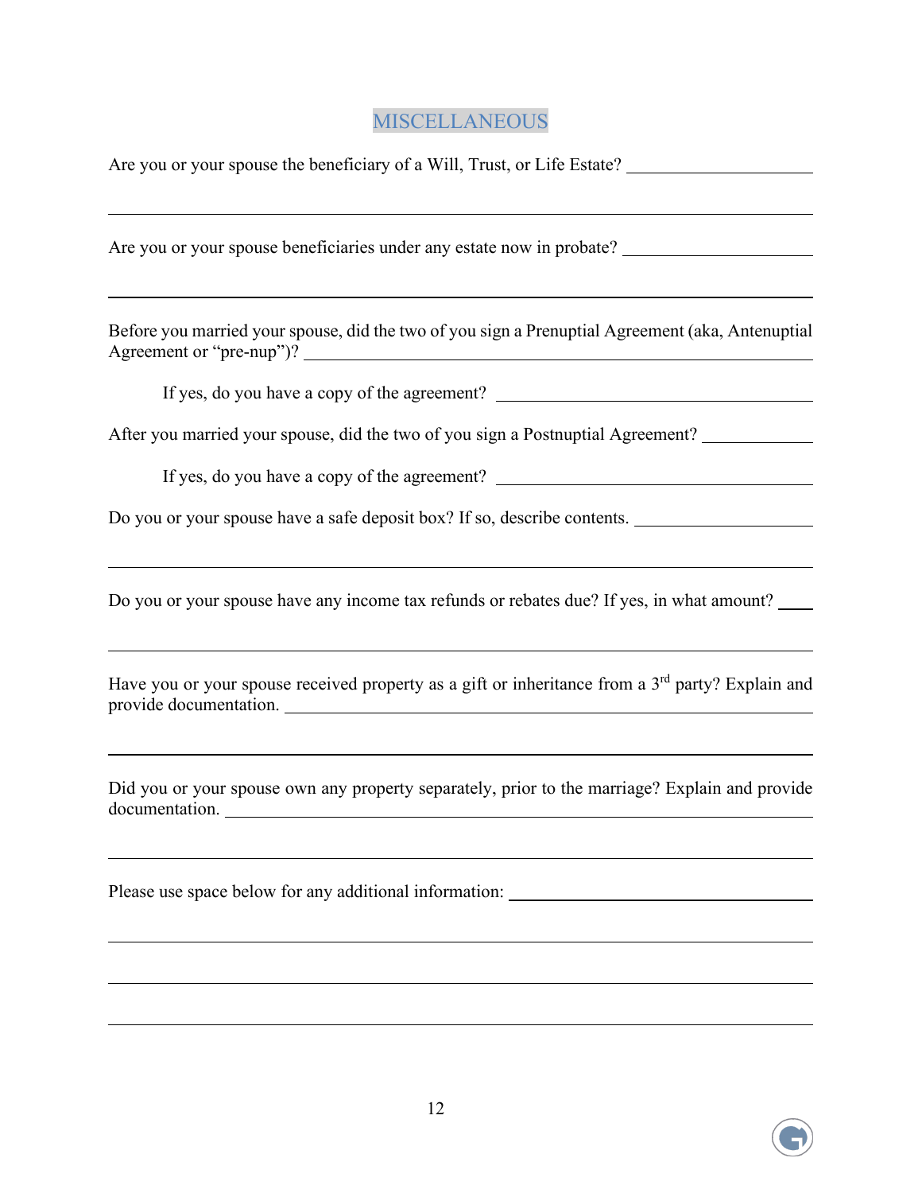## MISCELLANEOUS

Are you or your spouse the beneficiary of a Will, Trust, or Life Estate? ____________________

______________________________________________________________________________

Are you or your spouse beneficiaries under any estate now in probate? ____________________

______________________________________________________________________________

Before you married your spouse, did the two of you sign a Prenuptial Agreement (aka, Antenuptial Agreement or "pre-nup")? ____________________________________________

If yes, do you have a copy of the agreement? ________________________________

After you married your spouse, did the two of you sign a Postnuptial Agreement? ____________

If yes, do you have a copy of the agreement? ________________________________

Do you or your spouse have a safe deposit box? If so, describe contents. ____________________

______________________________________________________________________________

Do you or your spouse have any income tax refunds or rebates due? If yes, in what amount? ____

______________________________________________________________________________

Have you or your spouse received property as a gift or inheritance from a 3rd party? Explain and provide documentation. ______________________________________________________

______________________________________________________________________________

Did you or your spouse own any property separately, prior to the marriage? Explain and provide documentation. __________________________________________________________

______________________________________________________________________________

Please use space below for any additional information: ______________________________

______________________________________________________________________________

______________________________________________________________________________

______________________________________________________________________________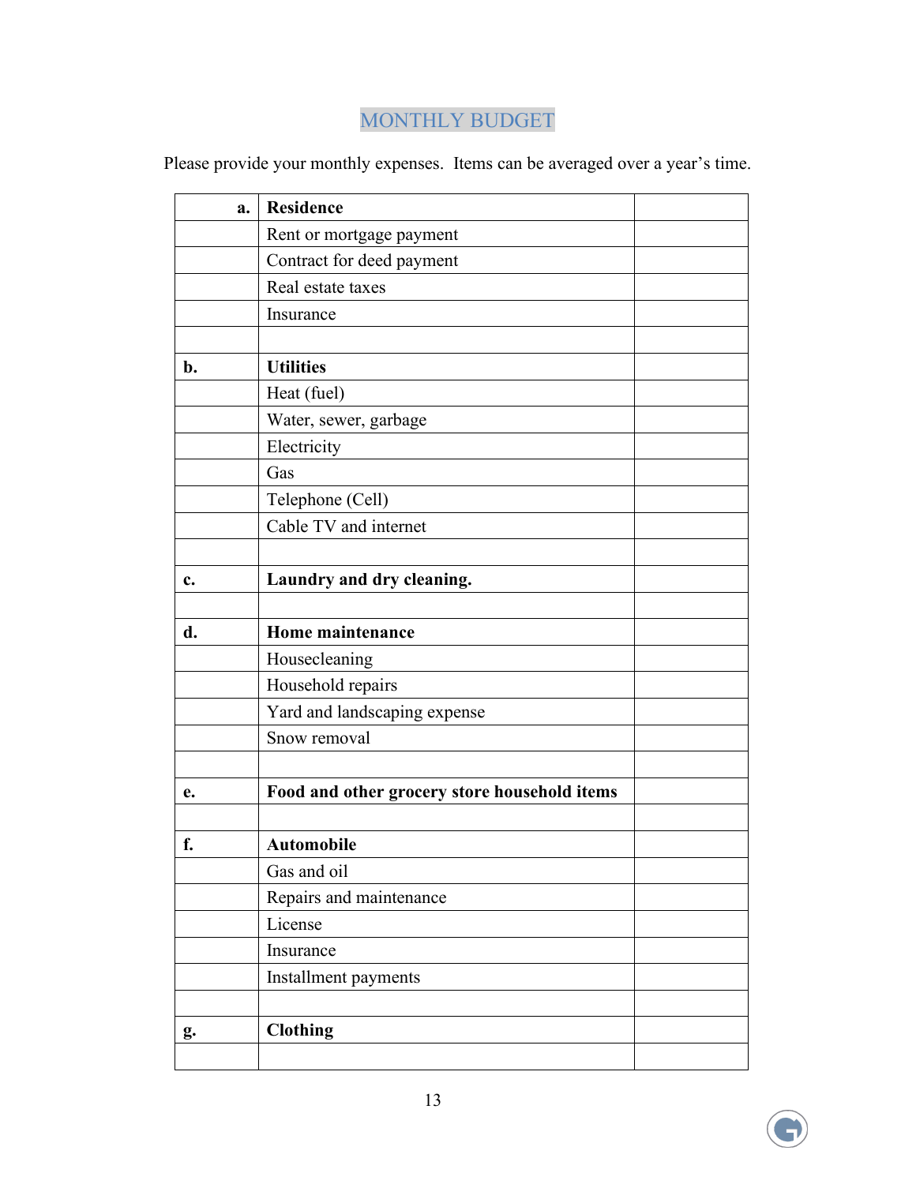# MONTHLY BUDGET

Please provide your monthly expenses. Items can be averaged over a year's time.

| | | |
|---|---|---|
| **a.** | **Residence** | |
| | Rent or mortgage payment | |
| | Contract for deed payment | |
| | Real estate taxes | |
| | Insurance | |
| | | |
| **b.** | **Utilities** | |
| | Heat (fuel) | |
| | Water, sewer, garbage | |
| | Electricity | |
| | Gas | |
| | Telephone (Cell) | |
| | Cable TV and internet | |
| | | |
| **c.** | **Laundry and dry cleaning.** | |
| | | |
| **d.** | **Home maintenance** | |
| | Housecleaning | |
| | Household repairs | |
| | Yard and landscaping expense | |
| | Snow removal | |
| | | |
| **e.** | **Food and other grocery store household items** | |
| | | |
| **f.** | **Automobile** | |
| | Gas and oil | |
| | Repairs and maintenance | |
| | License | |
| | Insurance | |
| | Installment payments | |
| | | |
| **g.** | **Clothing** | |
| | | |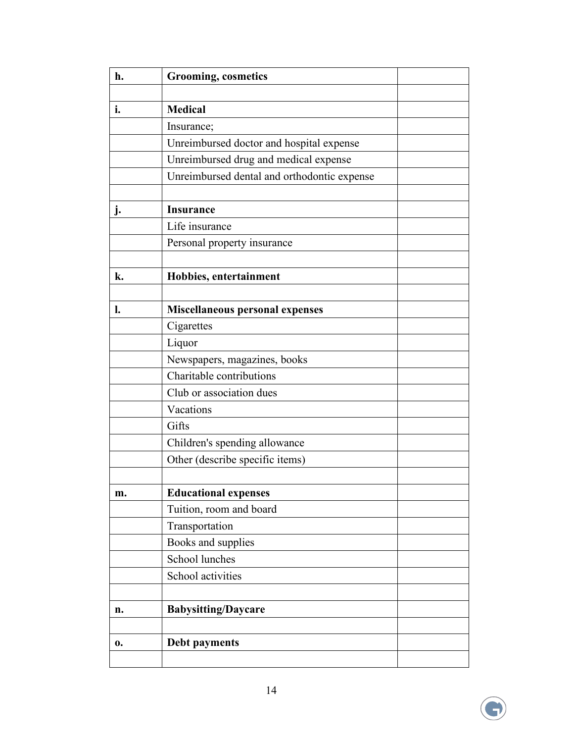| | | |
|---|---|---|
| **h.** | **Grooming, cosmetics** | |
| | | |
| **i.** | **Medical** | |
| | Insurance; | |
| | Unreimbursed doctor and hospital expense | |
| | Unreimbursed drug and medical expense | |
| | Unreimbursed dental and orthodontic expense | |
| | | |
| **j.** | **Insurance** | |
| | Life insurance | |
| | Personal property insurance | |
| | | |
| **k.** | **Hobbies, entertainment** | |
| | | |
| **l.** | **Miscellaneous personal expenses** | |
| | Cigarettes | |
| | Liquor | |
| | Newspapers, magazines, books | |
| | Charitable contributions | |
| | Club or association dues | |
| | Vacations | |
| | Gifts | |
| | Children's spending allowance | |
| | Other (describe specific items) | |
| | | |
| **m.** | **Educational expenses** | |
| | Tuition, room and board | |
| | Transportation | |
| | Books and supplies | |
| | School lunches | |
| | School activities | |
| | | |
| **n.** | **Babysitting/Daycare** | |
| | | |
| **o.** | **Debt payments** | |
| | | |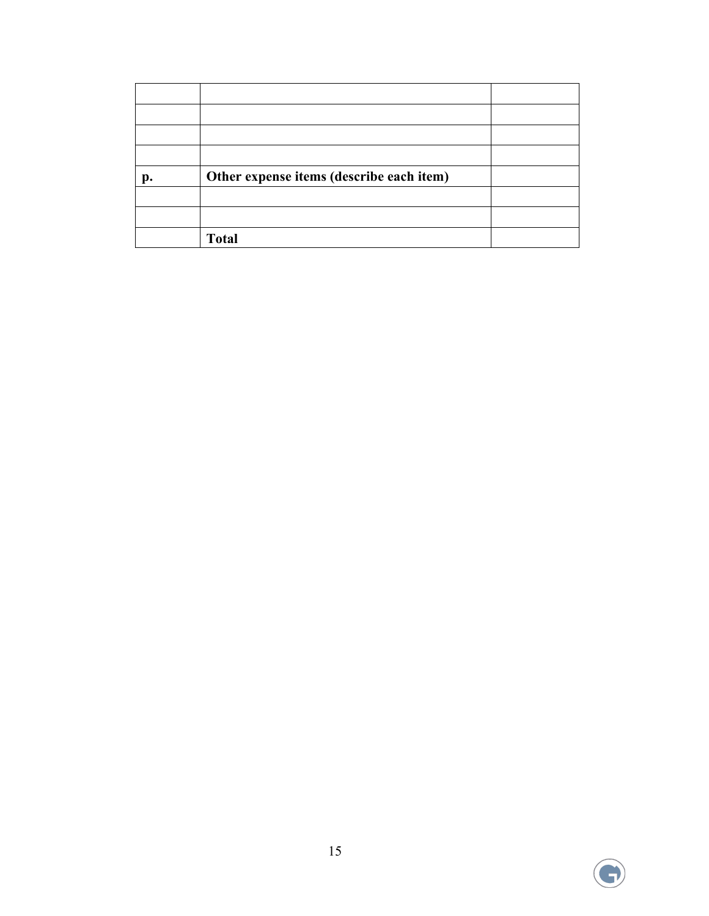| | | |
|---|---|---|
| | | |
| | | |
| | | |
| | | |
| **p.** | **Other expense items (describe each item)** | |
| | | |
| | | |
| | **Total** | |